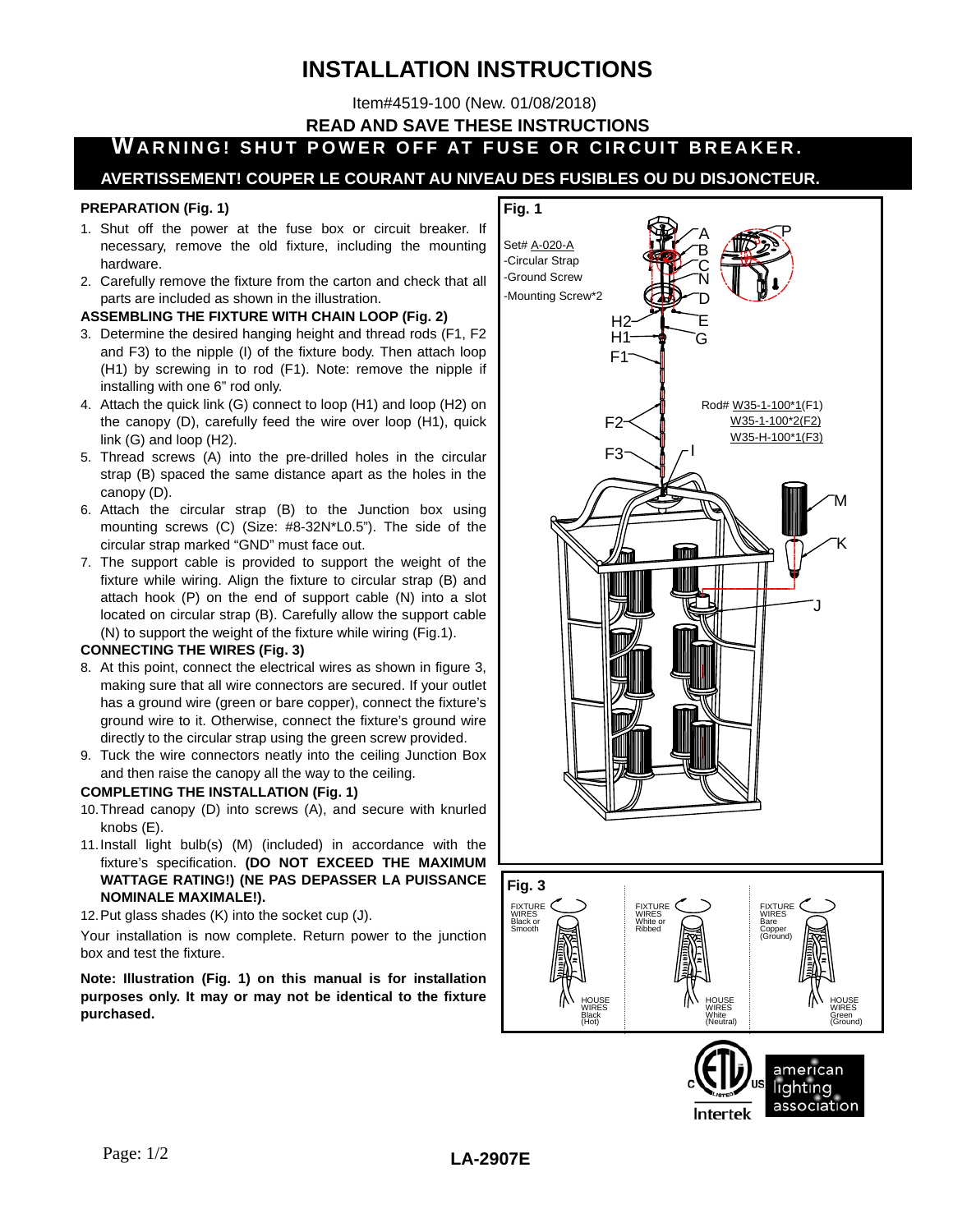# INSTALLATION INSTRUCTIONS

Item#4519-100 (New. 01/08/2018)

**READ AND SAVE THESE INSTRUCTIONS**

**WARNING! SHUT POWER OFF AT FUSE OR CIRCUIT BREAKER.**

**AVERTISSEMENT! COUPER LE COURANT AU NIVEAU DES FUSIBLES OU DU DISJONCTEUR.**

### PREPARATION (Fig. 1)

1. Shut off the power at the fuse box or circuit breaker. If necessary, remove the old fixture, including the mounting hardware.
2. Carefully remove the fixture from the carton and check that all parts are included as shown in the illustration.

### ASSEMBLING THE FIXTURE WITH CHAIN LOOP (Fig. 2)

3. Determine the desired hanging height and thread rods (F1, F2 and F3) to the nipple (I) of the fixture body. Then attach loop (H1) by screwing in to rod (F1). Note: remove the nipple if installing with one 6" rod only.
4. Attach the quick link (G) connect to loop (H1) and loop (H2) on the canopy (D), carefully feed the wire over loop (H1), quick link (G) and loop (H2).
5. Thread screws (A) into the pre-drilled holes in the circular strap (B) spaced the same distance apart as the holes in the canopy (D).
6. Attach the circular strap (B) to the Junction box using mounting screws (C) (Size: #8-32N*L0.5"). The side of the circular strap marked "GND" must face out.
7. The support cable is provided to support the weight of the fixture while wiring. Align the fixture to circular strap (B) and attach hook (P) on the end of support cable (N) into a slot located on circular strap (B). Carefully allow the support cable (N) to support the weight of the fixture while wiring (Fig.1).

### CONNECTING THE WIRES (Fig. 3)

8. At this point, connect the electrical wires as shown in figure 3, making sure that all wire connectors are secured. If your outlet has a ground wire (green or bare copper), connect the fixture's ground wire to it. Otherwise, connect the fixture's ground wire directly to the circular strap using the green screw provided.
9. Tuck the wire connectors neatly into the ceiling Junction Box and then raise the canopy all the way to the ceiling.

### COMPLETING THE INSTALLATION (Fig. 1)

10. Thread canopy (D) into screws (A), and secure with knurled knobs (E).
11. Install light bulb(s) (M) (included) in accordance with the fixture's specification. **(DO NOT EXCEED THE MAXIMUM WATTAGE RATING!) (NE PAS DEPASSER LA PUISSANCE NOMINALE MAXIMALE!).**
12. Put glass shades (K) into the socket cup (J).

Your installation is now complete. Return power to the junction box and test the fixture.

**Note: Illustration (Fig. 1) on this manual is for installation purposes only. It may or may not be identical to the fixture purchased.**

**Fig. 1**

Set# A-020-A
- Circular Strap
- Ground Screw
- Mounting Screw*2

Rod# W35-1-100*1(F1)
W35-1-100*2(F2)
W35-H-100*1(F3)

**Fig. 3**

| FIXTURE WIRES | HOUSE WIRES |
|---|---|
| Black or Smooth | Black (Hot) |
| White or Ribbed | White (Neutral) |
| Bare Copper (Ground) | Green (Ground) |

**LA-2907E**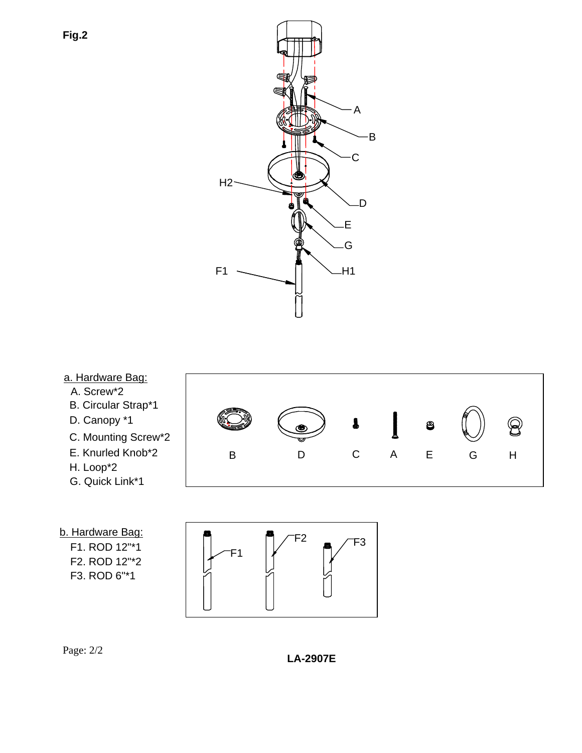**Fig.2**

A

B

C

H2

D

E

G

F1

H1

a. Hardware Bag:

A. Screw*2
B. Circular Strap*1
D. Canopy *1
C. Mounting Screw*2
E. Knurled Knob*2
H. Loop*2
G. Quick Link*1

B D C A E G H

b. Hardware Bag:

F1. ROD 12"*1
F2. ROD 12"*2
F3. ROD 6"*1

F1 F2 F3

LA-2907E